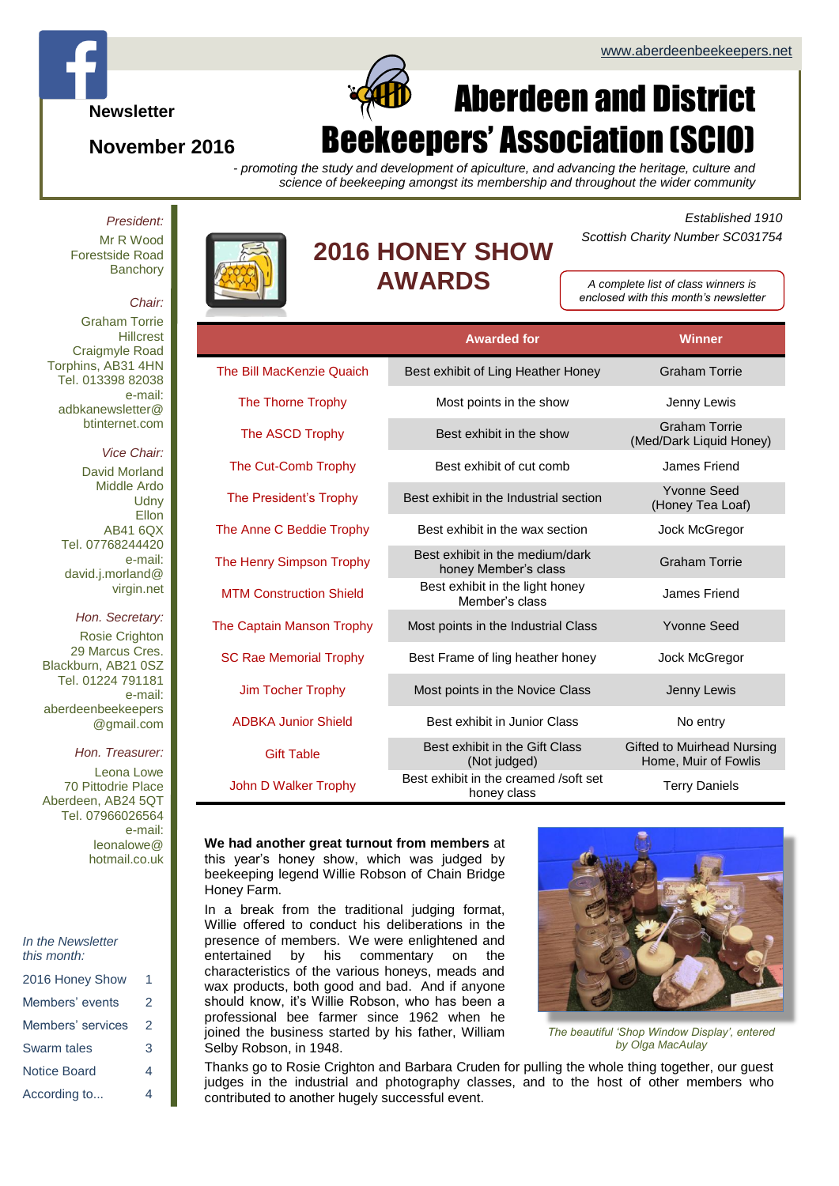www.aberdeenbeekeepers.net

Newsletter

November 2016

# Aberdeen and District Beekeepers' Association (SCIO)

*- promoting the study and development of apiculture, and advancing the heritage, culture and science of beekeeping amongst its membership and throughout the wider community*

*President:*
Mr R Wood
Forestside Road
Banchory

*Chair:*
Graham Torrie
Hillcrest
Craigmyle Road
Torphins, AB31 4HN
Tel. 013398 82038
e-mail:
adbkanewsletter@btinternet.com

*Vice Chair:*
David Morland
Middle Ardo
Udny
Ellon
AB41 6QX
Tel. 07768244420
e-mail:
david.j.morland@virgin.net

*Hon. Secretary:*
Rosie Crighton
29 Marcus Cres.
Blackburn, AB21 0SZ
Tel. 01224 791181
e-mail:
aberdeenbeekeepers@gmail.com

*Hon. Treasurer:*
Leona Lowe
70 Pittodrie Place
Aberdeen, AB24 5QT
Tel. 07966026564
e-mail:
leonalowe@hotmail.co.uk

*In the Newsletter this month:*

| | |
|---|---|
| 2016 Honey Show | 1 |
| Members' events | 2 |
| Members' services | 2 |
| Swarm tales | 3 |
| Notice Board | 4 |
| According to... | 4 |

*Established 1910*
*Scottish Charity Number SC031754*

## 2016 HONEY SHOW AWARDS

*A complete list of class winners is enclosed with this month's newsletter*

| | Awarded for | Winner |
|---|---|---|
| The Bill MacKenzie Quaich | Best exhibit of Ling Heather Honey | Graham Torrie |
| The Thorne Trophy | Most points in the show | Jenny Lewis |
| The ASCD Trophy | Best exhibit in the show | Graham Torrie (Med/Dark Liquid Honey) |
| The Cut-Comb Trophy | Best exhibit of cut comb | James Friend |
| The President's Trophy | Best exhibit in the Industrial section | Yvonne Seed (Honey Tea Loaf) |
| The Anne C Beddie Trophy | Best exhibit in the wax section | Jock McGregor |
| The Henry Simpson Trophy | Best exhibit in the medium/dark honey Member's class | Graham Torrie |
| MTM Construction Shield | Best exhibit in the light honey Member's class | James Friend |
| The Captain Manson Trophy | Most points in the Industrial Class | Yvonne Seed |
| SC Rae Memorial Trophy | Best Frame of ling heather honey | Jock McGregor |
| Jim Tocher Trophy | Most points in the Novice Class | Jenny Lewis |
| ADBKA Junior Shield | Best exhibit in Junior Class | No entry |
| Gift Table | Best exhibit in the Gift Class (Not judged) | Gifted to Muirhead Nursing Home, Muir of Fowlis |
| John D Walker Trophy | Best exhibit in the creamed /soft set honey class | Terry Daniels |

**We had another great turnout from members** at this year's honey show, which was judged by beekeeping legend Willie Robson of Chain Bridge Honey Farm.

In a break from the traditional judging format, Willie offered to conduct his deliberations in the presence of members. We were enlightened and entertained by his commentary on the characteristics of the various honeys, meads and wax products, both good and bad. And if anyone should know, it's Willie Robson, who has been a professional bee farmer since 1962 when he joined the business started by his father, William Selby Robson, in 1948.

*The beautiful 'Shop Window Display', entered by Olga MacAulay*

Thanks go to Rosie Crighton and Barbara Cruden for pulling the whole thing together, our guest judges in the industrial and photography classes, and to the host of other members who contributed to another hugely successful event.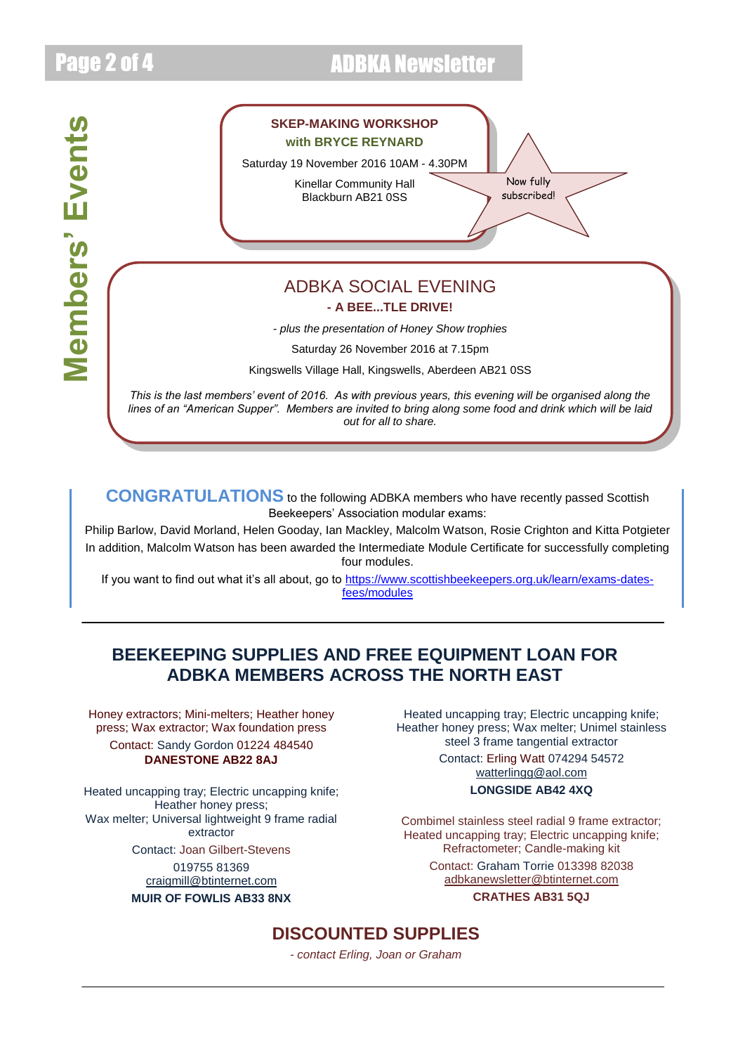# Members' Events

**SKEP-MAKING WORKSHOP**
**with BRYCE REYNARD**

Saturday 19 November 2016 10AM - 4.30PM

Kinellar Community Hall
Blackburn AB21 0SS

Now fully subscribed!

## ADBKA SOCIAL EVENING

**- A BEE...TLE DRIVE!**

*- plus the presentation of Honey Show trophies*

Saturday 26 November 2016 at 7.15pm

Kingswells Village Hall, Kingswells, Aberdeen AB21 0SS

*This is the last members' event of 2016. As with previous years, this evening will be organised along the lines of an "American Supper". Members are invited to bring along some food and drink which will be laid out for all to share.*

**CONGRATULATIONS** to the following ADBKA members who have recently passed Scottish Beekeepers' Association modular exams:

Philip Barlow, David Morland, Helen Gooday, Ian Mackley, Malcolm Watson, Rosie Crighton and Kitta Potgieter

In addition, Malcolm Watson has been awarded the Intermediate Module Certificate for successfully completing four modules.

If you want to find out what it's all about, go to https://www.scottishbeekeepers.org.uk/learn/exams-dates-fees/modules

---

## BEEKEEPING SUPPLIES AND FREE EQUIPMENT LOAN FOR ADBKA MEMBERS ACROSS THE NORTH EAST

Honey extractors; Mini-melters; Heather honey press; Wax extractor; Wax foundation press
Contact: Sandy Gordon 01224 484540
**DANESTONE AB22 8AJ**

Heated uncapping tray; Electric uncapping knife; Heather honey press; Wax melter; Universal lightweight 9 frame radial extractor
Contact: Joan Gilbert-Stevens
019755 81369
craigmill@btinternet.com
**MUIR OF FOWLIS AB33 8NX**

Heated uncapping tray; Electric uncapping knife; Heather honey press; Wax melter; Unimel stainless steel 3 frame tangential extractor
Contact: Erling Watt 074294 54572
watterlingg@aol.com
**LONGSIDE AB42 4XQ**

Combimel stainless steel radial 9 frame extractor; Heated uncapping tray; Electric uncapping knife; Refractometer; Candle-making kit
Contact: Graham Torrie 013398 82038
adbkanewsletter@btinternet.com
**CRATHES AB31 5QJ**

## DISCOUNTED SUPPLIES

*- contact Erling, Joan or Graham*

---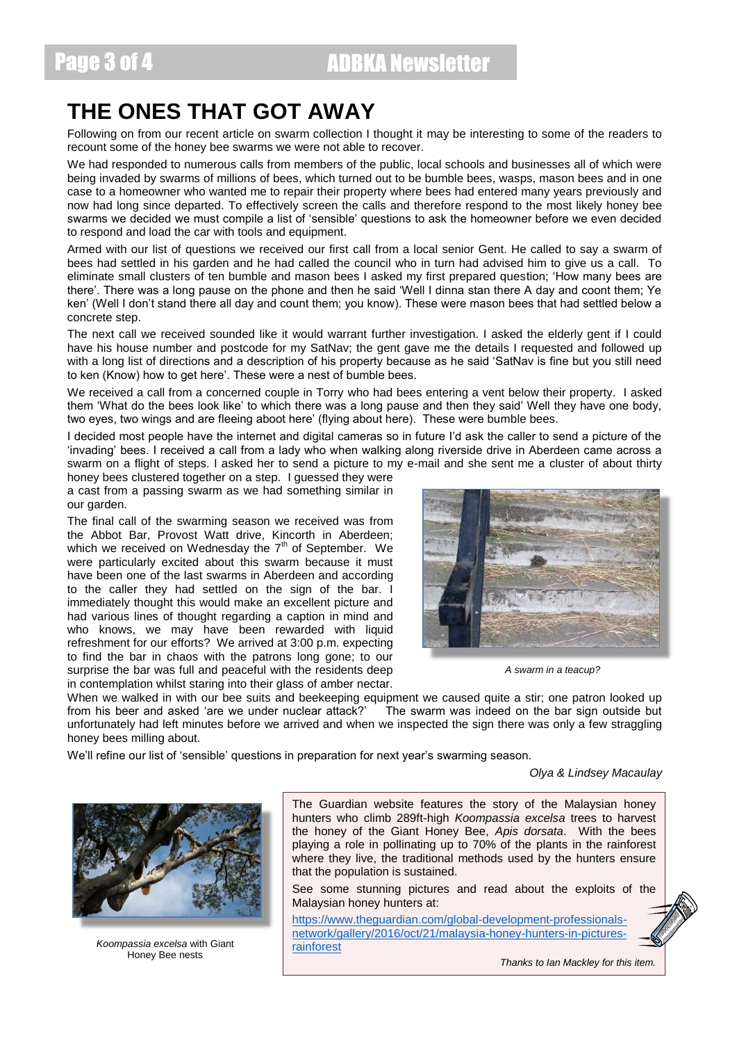# THE ONES THAT GOT AWAY

Following on from our recent article on swarm collection I thought it may be interesting to some of the readers to recount some of the honey bee swarms we were not able to recover.

We had responded to numerous calls from members of the public, local schools and businesses all of which were being invaded by swarms of millions of bees, which turned out to be bumble bees, wasps, mason bees and in one case to a homeowner who wanted me to repair their property where bees had entered many years previously and now had long since departed. To effectively screen the calls and therefore respond to the most likely honey bee swarms we decided we must compile a list of 'sensible' questions to ask the homeowner before we even decided to respond and load the car with tools and equipment.

Armed with our list of questions we received our first call from a local senior Gent. He called to say a swarm of bees had settled in his garden and he had called the council who in turn had advised him to give us a call. To eliminate small clusters of ten bumble and mason bees I asked my first prepared question; 'How many bees are there'. There was a long pause on the phone and then he said 'Well I dinna stan there A day and coont them; Ye ken' (Well I don't stand there all day and count them; you know). These were mason bees that had settled below a concrete step.

The next call we received sounded like it would warrant further investigation. I asked the elderly gent if I could have his house number and postcode for my SatNav; the gent gave me the details I requested and followed up with a long list of directions and a description of his property because as he said 'SatNav is fine but you still need to ken (Know) how to get here'. These were a nest of bumble bees.

We received a call from a concerned couple in Torry who had bees entering a vent below their property. I asked them 'What do the bees look like' to which there was a long pause and then they said' Well they have one body, two eyes, two wings and are fleeing aboot here' (flying about here). These were bumble bees.

I decided most people have the internet and digital cameras so in future I'd ask the caller to send a picture of the 'invading' bees. I received a call from a lady who when walking along riverside drive in Aberdeen came across a swarm on a flight of steps. I asked her to send a picture to my e-mail and she sent me a cluster of about thirty honey bees clustered together on a step. I guessed they were a cast from a passing swarm as we had something similar in our garden.

*A swarm in a teacup?*

The final call of the swarming season we received was from the Abbot Bar, Provost Watt drive, Kincorth in Aberdeen; which we received on Wednesday the 7th of September. We were particularly excited about this swarm because it must have been one of the last swarms in Aberdeen and according to the caller they had settled on the sign of the bar. I immediately thought this would make an excellent picture and had various lines of thought regarding a caption in mind and who knows, we may have been rewarded with liquid refreshment for our efforts? We arrived at 3:00 p.m. expecting to find the bar in chaos with the patrons long gone; to our surprise the bar was full and peaceful with the residents deep in contemplation whilst staring into their glass of amber nectar. When we walked in with our bee suits and beekeeping equipment we caused quite a stir; one patron looked up from his beer and asked 'are we under nuclear attack?' The swarm was indeed on the bar sign outside but unfortunately had left minutes before we arrived and when we inspected the sign there was only a few straggling honey bees milling about.

We'll refine our list of 'sensible' questions in preparation for next year's swarming season.

*Olya & Lindsey Macaulay*

*Koompassia excelsa* with Giant Honey Bee nests

The Guardian website features the story of the Malaysian honey hunters who climb 289ft-high *Koompassia excelsa* trees to harvest the honey of the Giant Honey Bee, *Apis dorsata*. With the bees playing a role in pollinating up to 70% of the plants in the rainforest where they live, the traditional methods used by the hunters ensure that the population is sustained.

See some stunning pictures and read about the exploits of the Malaysian honey hunters at:

https://www.theguardian.com/global-development-professionals-network/gallery/2016/oct/21/malaysia-honey-hunters-in-pictures-rainforest

*Thanks to Ian Mackley for this item.*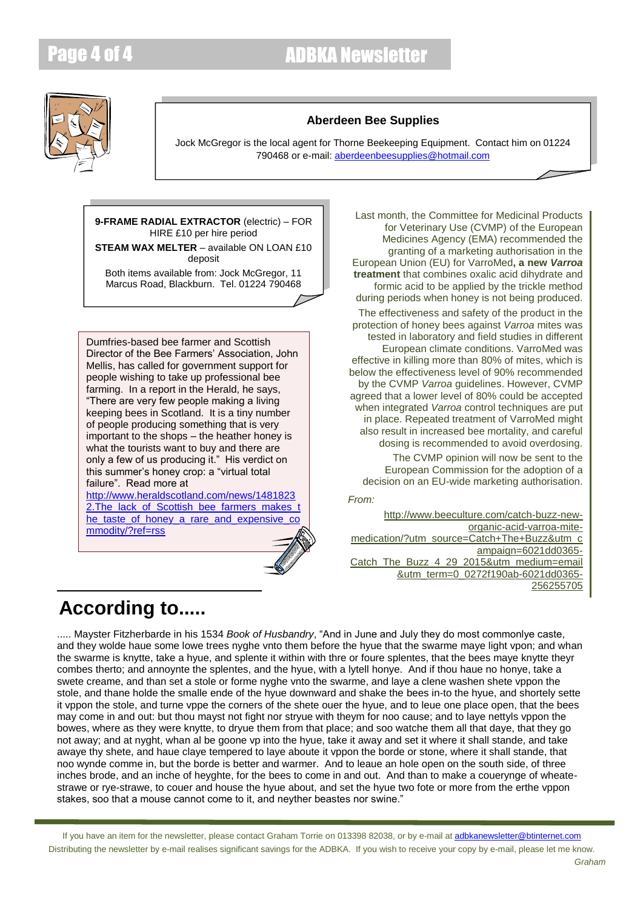### Aberdeen Bee Supplies

Jock McGregor is the local agent for Thorne Beekeeping Equipment. Contact him on 01224 790468 or e-mail: aberdeenbeesupplies@hotmail.com

**9-FRAME RADIAL EXTRACTOR** (electric) – FOR HIRE £10 per hire period

**STEAM WAX MELTER** – available ON LOAN £10 deposit

Both items available from: Jock McGregor, 11 Marcus Road, Blackburn. Tel. 01224 790468

Dumfries-based bee farmer and Scottish Director of the Bee Farmers' Association, John Mellis, has called for government support for people wishing to take up professional bee farming. In a report in the Herald, he says, "There are very few people making a living keeping bees in Scotland. It is a tiny number of people producing something that is very important to the shops – the heather honey is what the tourists want to buy and there are only a few of us producing it." His verdict on this summer's honey crop: a "virtual total failure". Read more at http://www.heraldscotland.com/news/14818232.The_lack_of_Scottish_bee_farmers_makes_the_taste_of_honey_a_rare_and_expensive_commodity/?ref=rss

Last month, the Committee for Medicinal Products for Veterinary Use (CVMP) of the European Medicines Agency (EMA) recommended the granting of a marketing authorisation in the European Union (EU) for VarroMed**, a new *Varroa* treatment** that combines oxalic acid dihydrate and formic acid to be applied by the trickle method during periods when honey is not being produced.

The effectiveness and safety of the product in the protection of honey bees against *Varroa* mites was tested in laboratory and field studies in different European climate conditions. VarroMed was effective in killing more than 80% of mites, which is below the effectiveness level of 90% recommended by the CVMP *Varroa* guidelines. However, CVMP agreed that a lower level of 80% could be accepted when integrated *Varroa* control techniques are put in place. Repeated treatment of VarroMed might also result in increased bee mortality, and careful dosing is recommended to avoid overdosing.

The CVMP opinion will now be sent to the European Commission for the adoption of a decision on an EU-wide marketing authorisation.

*From:*

http://www.beeculture.com/catch-buzz-new-organic-acid-varroa-mite-medication/?utm_source=Catch+The+Buzz&utm_campaign=6021dd0365-Catch_The_Buzz_4_29_2015&utm_medium=email&utm_term=0_0272f190ab-6021dd0365-256255705

# According to.....

..... Mayster Fitzherbarde in his 1534 *Book of Husbandry*, "And in June and July they do most commonlye caste, and they wolde haue some lowe trees nyghe vnto them before the hyue that the swarme maye light vpon; and whan the swarme is knytte, take a hyue, and splente it within with thre or foure splentes, that the bees maye knytte theyr combes therto; and annoynte the splentes, and the hyue, with a lytell honye. And if thou haue no honye, take a swete creame, and than set a stole or forme nyghe vnto the swarme, and laye a clene washen shete vppon the stole, and thane holde the smalle ende of the hyue downward and shake the bees in-to the hyue, and shortely sette it vppon the stole, and turne vppe the corners of the shete ouer the hyue, and to leue one place open, that the bees may come in and out: but thou mayst not fight nor stryue with theym for noo cause; and to laye nettyls vppon the bowes, where as they were knytte, to dryue them from that place; and soo watche them all that daye, that they go not away; and at nyght, whan al be goone vp into the hyue, take it away and set it where it shall stande, and take awaye thy shete, and haue claye tempered to laye aboute it vppon the borde or stone, where it shall stande, that noo wynde comme in, but the borde is better and warmer. And to leaue an hole open on the south side, of three inches brode, and an inche of heyghte, for the bees to come in and out. And than to make a coueryng of wheate-strawe or rye-strawe, to couer and house the hyue about, and set the hyue two fote or more from the erthe vppon stakes, soo that a mouse cannot come to it, and neyther beastes nor swine."

If you have an item for the newsletter, please contact Graham Torrie on 013398 82038, or by e-mail at adbkanewsletter@btinternet.com

Distributing the newsletter by e-mail realises significant savings for the ADBKA. If you wish to receive your copy by e-mail, please let me know.

*Graham*